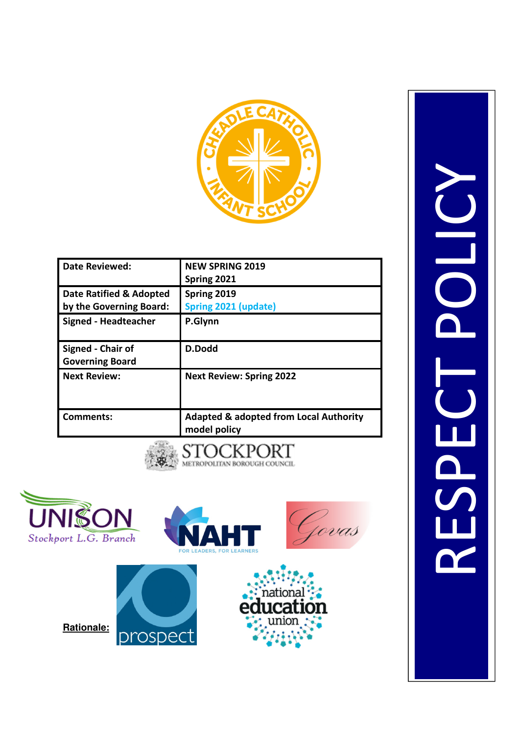# RESPECT POLICY

CHEADLE CATHOLIC INFANT SCHOOL

| Date Reviewed: | NEW SPRING 2019<br>Spring 2021 |
|---|---|
| Date Ratified & Adopted by the Governing Board: | Spring 2019<br>Spring 2021 (update) |
| Signed - Headteacher | P.Glynn |
| Signed - Chair of Governing Board | D.Dodd |
| Next Review: | Next Review: Spring 2022 |
| Comments: | Adapted & adopted from Local Authority model policy |

STOCKPORT METROPOLITAN BOROUGH COUNCIL

UNISON Stockport L.G. Branch

NAHT FOR LEADERS, FOR LEARNERS

Govas

prospect

national education union

**Rationale:**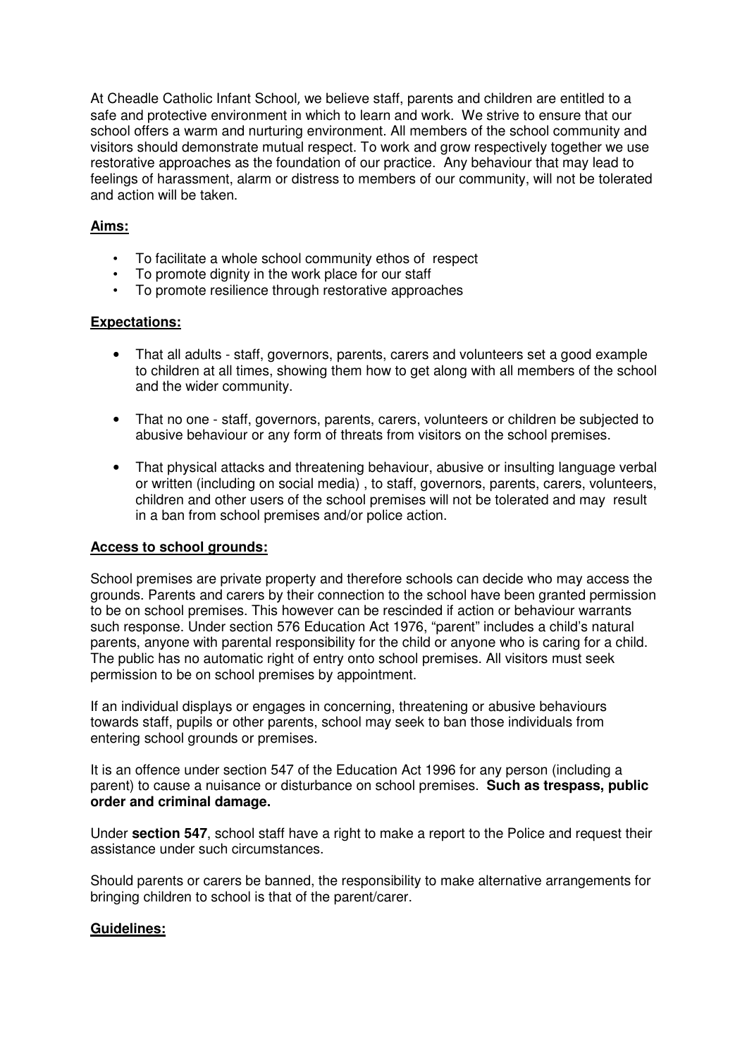At Cheadle Catholic Infant School*,* we believe staff, parents and children are entitled to a safe and protective environment in which to learn and work. We strive to ensure that our school offers a warm and nurturing environment. All members of the school community and visitors should demonstrate mutual respect. To work and grow respectively together we use restorative approaches as the foundation of our practice. Any behaviour that may lead to feelings of harassment, alarm or distress to members of our community, will not be tolerated and action will be taken.

**Aims:**

- To facilitate a whole school community ethos of respect
- To promote dignity in the work place for our staff
- To promote resilience through restorative approaches

**Expectations:**

- That all adults - staff, governors, parents, carers and volunteers set a good example to children at all times, showing them how to get along with all members of the school and the wider community.

- That no one - staff, governors, parents, carers, volunteers or children be subjected to abusive behaviour or any form of threats from visitors on the school premises.

- That physical attacks and threatening behaviour, abusive or insulting language verbal or written (including on social media) , to staff, governors, parents, carers, volunteers, children and other users of the school premises will not be tolerated and may result in a ban from school premises and/or police action.

**Access to school grounds:**

School premises are private property and therefore schools can decide who may access the grounds. Parents and carers by their connection to the school have been granted permission to be on school premises. This however can be rescinded if action or behaviour warrants such response. Under section 576 Education Act 1976, "parent" includes a child's natural parents, anyone with parental responsibility for the child or anyone who is caring for a child. The public has no automatic right of entry onto school premises. All visitors must seek permission to be on school premises by appointment.

If an individual displays or engages in concerning, threatening or abusive behaviours towards staff, pupils or other parents, school may seek to ban those individuals from entering school grounds or premises.

It is an offence under section 547 of the Education Act 1996 for any person (including a parent) to cause a nuisance or disturbance on school premises. **Such as trespass, public order and criminal damage.**

Under **section 547**, school staff have a right to make a report to the Police and request their assistance under such circumstances.

Should parents or carers be banned, the responsibility to make alternative arrangements for bringing children to school is that of the parent/carer.

**Guidelines:**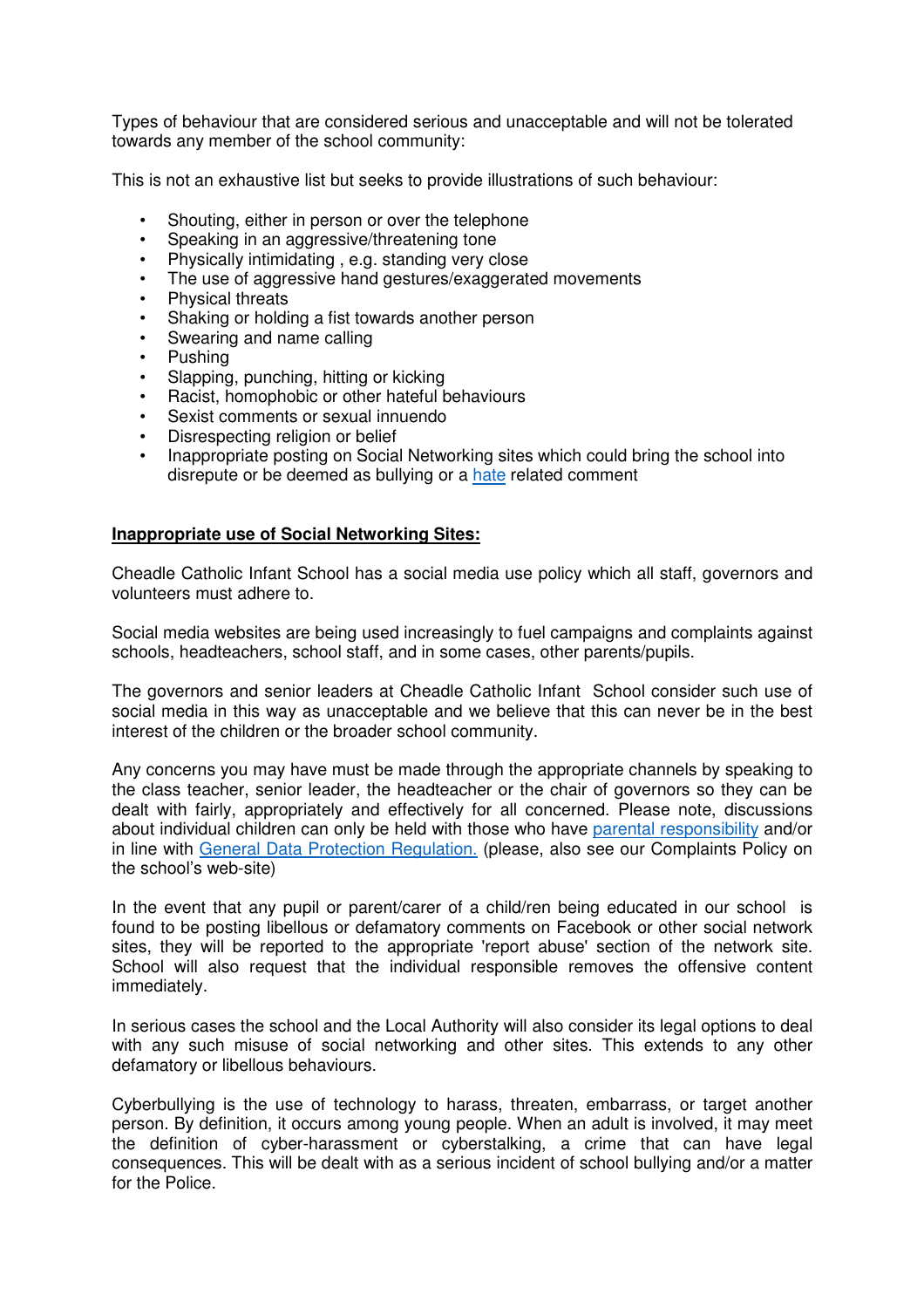Types of behaviour that are considered serious and unacceptable and will not be tolerated towards any member of the school community:

This is not an exhaustive list but seeks to provide illustrations of such behaviour:

- Shouting, either in person or over the telephone
- Speaking in an aggressive/threatening tone
- Physically intimidating , e.g. standing very close
- The use of aggressive hand gestures/exaggerated movements
- Physical threats
- Shaking or holding a fist towards another person
- Swearing and name calling
- Pushing
- Slapping, punching, hitting or kicking
- Racist, homophobic or other hateful behaviours
- Sexist comments or sexual innuendo
- Disrespecting religion or belief
- Inappropriate posting on Social Networking sites which could bring the school into disrepute or be deemed as bullying or a hate related comment

**Inappropriate use of Social Networking Sites:**

Cheadle Catholic Infant School has a social media use policy which all staff, governors and volunteers must adhere to.

Social media websites are being used increasingly to fuel campaigns and complaints against schools, headteachers, school staff, and in some cases, other parents/pupils.

The governors and senior leaders at Cheadle Catholic Infant School consider such use of social media in this way as unacceptable and we believe that this can never be in the best interest of the children or the broader school community.

Any concerns you may have must be made through the appropriate channels by speaking to the class teacher, senior leader, the headteacher or the chair of governors so they can be dealt with fairly, appropriately and effectively for all concerned. Please note, discussions about individual children can only be held with those who have parental responsibility and/or in line with General Data Protection Regulation. (please, also see our Complaints Policy on the school's web-site)

In the event that any pupil or parent/carer of a child/ren being educated in our school is found to be posting libellous or defamatory comments on Facebook or other social network sites, they will be reported to the appropriate 'report abuse' section of the network site. School will also request that the individual responsible removes the offensive content immediately.

In serious cases the school and the Local Authority will also consider its legal options to deal with any such misuse of social networking and other sites. This extends to any other defamatory or libellous behaviours.

Cyberbullying is the use of technology to harass, threaten, embarrass, or target another person. By definition, it occurs among young people. When an adult is involved, it may meet the definition of cyber-harassment or cyberstalking, a crime that can have legal consequences. This will be dealt with as a serious incident of school bullying and/or a matter for the Police.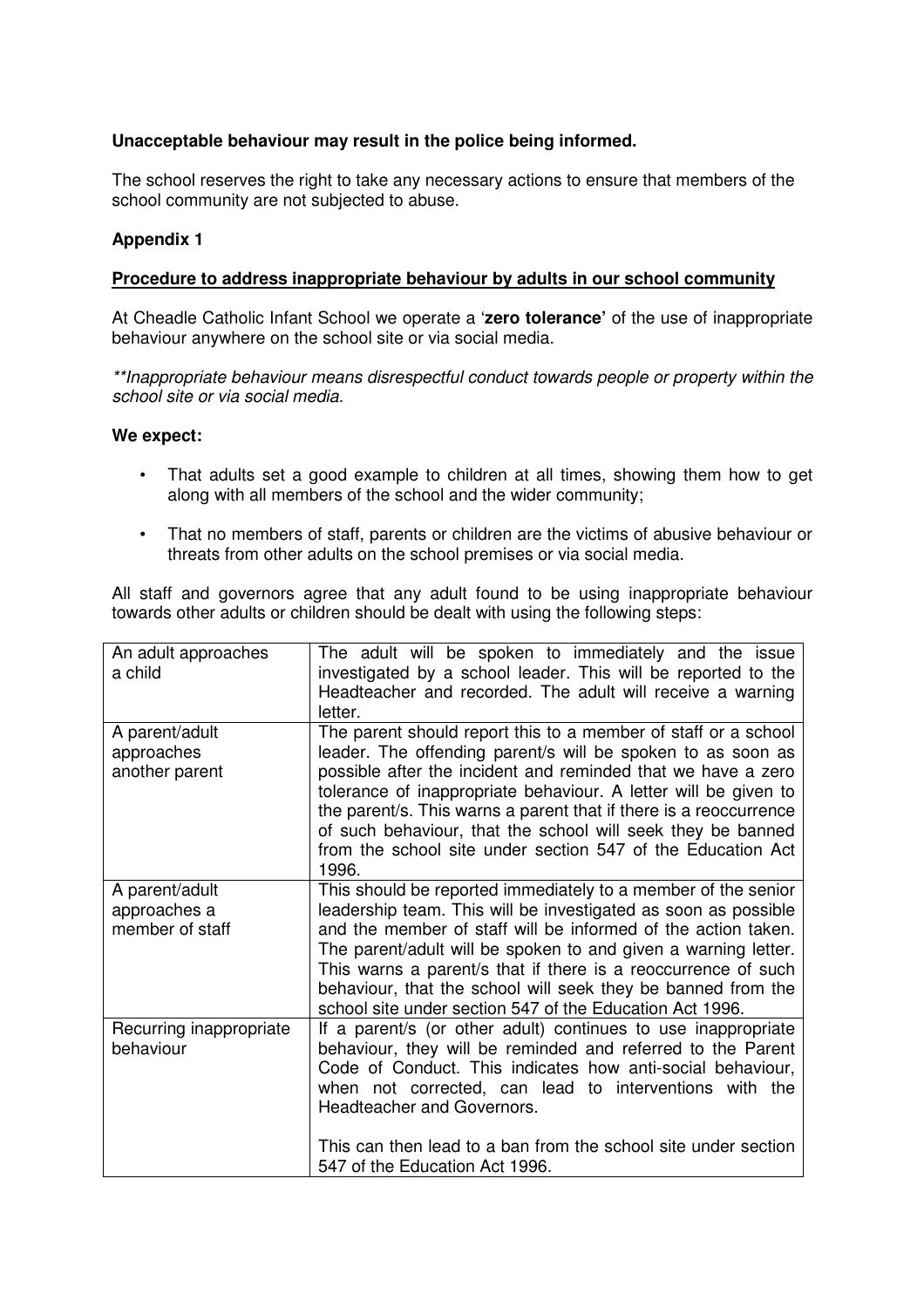**Unacceptable behaviour may result in the police being informed.**

The school reserves the right to take any necessary actions to ensure that members of the school community are not subjected to abuse.

## Appendix 1

### Procedure to address inappropriate behaviour by adults in our school community

At Cheadle Catholic Infant School we operate a '**zero tolerance**' of the use of inappropriate behaviour anywhere on the school site or via social media.

*\*\*Inappropriate behaviour means disrespectful conduct towards people or property within the school site or via social media.*

**We expect:**

- That adults set a good example to children at all times, showing them how to get along with all members of the school and the wider community;
- That no members of staff, parents or children are the victims of abusive behaviour or threats from other adults on the school premises or via social media.

All staff and governors agree that any adult found to be using inappropriate behaviour towards other adults or children should be dealt with using the following steps:

| | |
|---|---|
| An adult approaches a child | The adult will be spoken to immediately and the issue investigated by a school leader. This will be reported to the Headteacher and recorded. The adult will receive a warning letter. |
| A parent/adult approaches another parent | The parent should report this to a member of staff or a school leader. The offending parent/s will be spoken to as soon as possible after the incident and reminded that we have a zero tolerance of inappropriate behaviour. A letter will be given to the parent/s. This warns a parent that if there is a reoccurrence of such behaviour, that the school will seek they be banned from the school site under section 547 of the Education Act 1996. |
| A parent/adult approaches a member of staff | This should be reported immediately to a member of the senior leadership team. This will be investigated as soon as possible and the member of staff will be informed of the action taken. The parent/adult will be spoken to and given a warning letter. This warns a parent/s that if there is a reoccurrence of such behaviour, that the school will seek they be banned from the school site under section 547 of the Education Act 1996. |
| Recurring inappropriate behaviour | If a parent/s (or other adult) continues to use inappropriate behaviour, they will be reminded and referred to the Parent Code of Conduct. This indicates how anti-social behaviour, when not corrected, can lead to interventions with the Headteacher and Governors.<br><br>This can then lead to a ban from the school site under section 547 of the Education Act 1996. |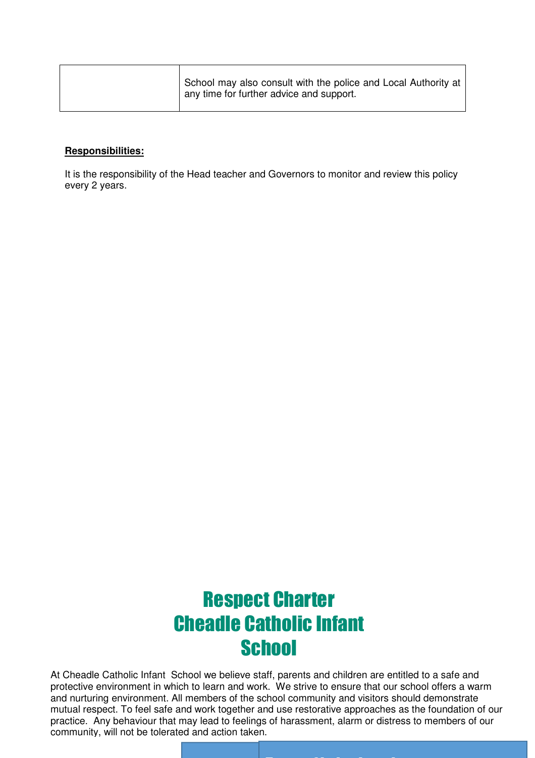| | |
|---|---|
| | School may also consult with the police and Local Authority at any time for further advice and support. |

**Responsibilities:**

It is the responsibility of the Head teacher and Governors to monitor and review this policy every 2 years.

# Respect Charter
# Cheadle Catholic Infant School

At Cheadle Catholic Infant School we believe staff, parents and children are entitled to a safe and protective environment in which to learn and work. We strive to ensure that our school offers a warm and nurturing environment. All members of the school community and visitors should demonstrate mutual respect. To feel safe and work together and use restorative approaches as the foundation of our practice. Any behaviour that may lead to feelings of harassment, alarm or distress to members of our community, will not be tolerated and action taken.